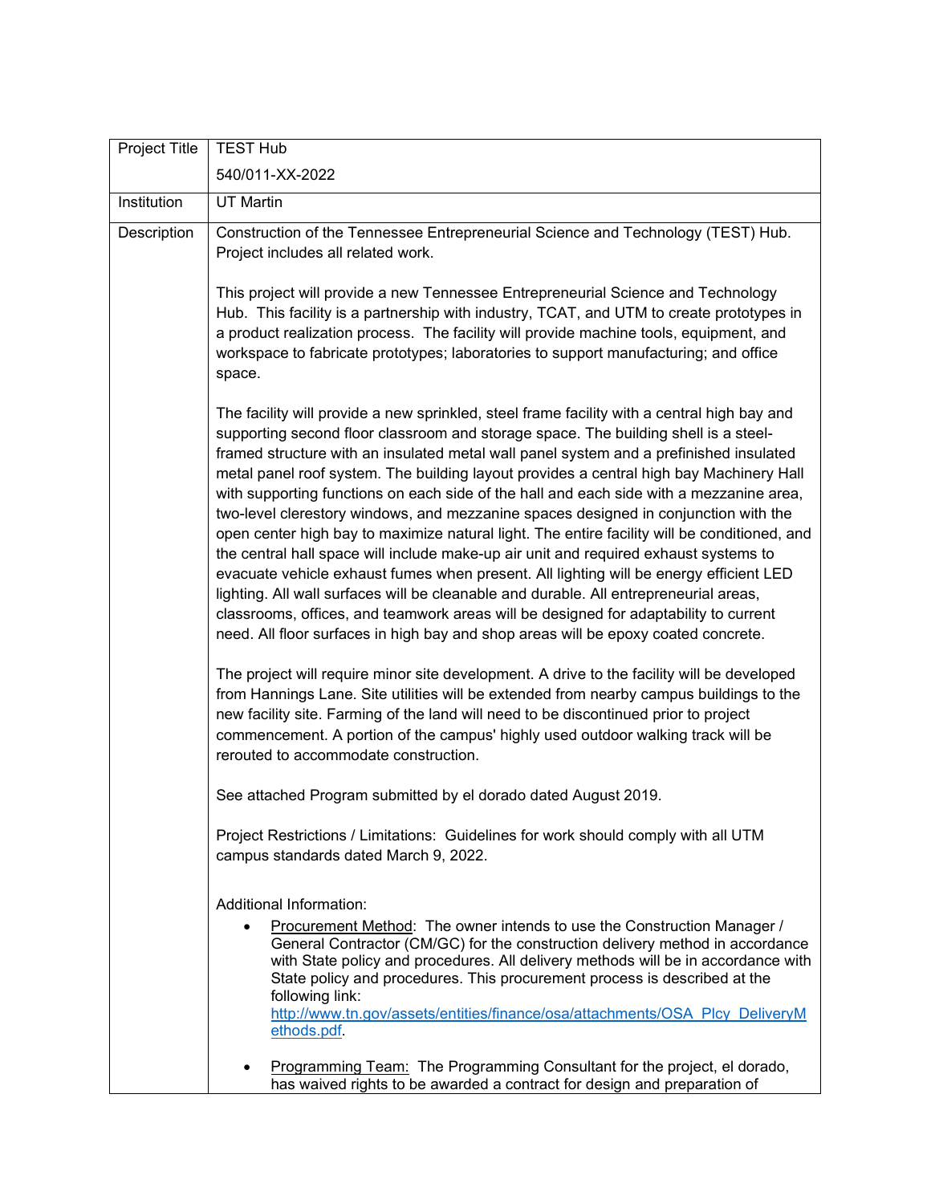| Project Title | TEST Hub<br>540/011-XX-2022 |
| --- | --- |
| Institution | UT Martin |
| Description | Construction of the Tennessee Entrepreneurial Science and Technology (TEST) Hub. Project includes all related work.<br><br>This project will provide a new Tennessee Entrepreneurial Science and Technology Hub. This facility is a partnership with industry, TCAT, and UTM to create prototypes in a product realization process. The facility will provide machine tools, equipment, and workspace to fabricate prototypes; laboratories to support manufacturing; and office space.<br><br>The facility will provide a new sprinkled, steel frame facility with a central high bay and supporting second floor classroom and storage space. The building shell is a steel-framed structure with an insulated metal wall panel system and a prefinished insulated metal panel roof system. The building layout provides a central high bay Machinery Hall with supporting functions on each side of the hall and each side with a mezzanine area, two-level clerestory windows, and mezzanine spaces designed in conjunction with the open center high bay to maximize natural light. The entire facility will be conditioned, and the central hall space will include make-up air unit and required exhaust systems to evacuate vehicle exhaust fumes when present. All lighting will be energy efficient LED lighting. All wall surfaces will be cleanable and durable. All entrepreneurial areas, classrooms, offices, and teamwork areas will be designed for adaptability to current need. All floor surfaces in high bay and shop areas will be epoxy coated concrete.<br><br>The project will require minor site development. A drive to the facility will be developed from Hannings Lane. Site utilities will be extended from nearby campus buildings to the new facility site. Farming of the land will need to be discontinued prior to project commencement. A portion of the campus' highly used outdoor walking track will be rerouted to accommodate construction.<br><br>See attached Program submitted by el dorado dated August 2019.<br><br>Project Restrictions / Limitations: Guidelines for work should comply with all UTM campus standards dated March 9, 2022.<br><br>Additional Information:<br>• <u>Procurement Method</u>: The owner intends to use the Construction Manager / General Contractor (CM/GC) for the construction delivery method in accordance with State policy and procedures. All delivery methods will be in accordance with State policy and procedures. This procurement process is described at the following link: [http://www.tn.gov/assets/entities/finance/osa/attachments/OSA_Plcy_DeliveryMethods.pdf](http://www.tn.gov/assets/entities/finance/osa/attachments/OSA_Plcy_DeliveryMethods.pdf).<br><br>• <u>Programming Team:</u> The Programming Consultant for the project, el dorado, has waived rights to be awarded a contract for design and preparation of |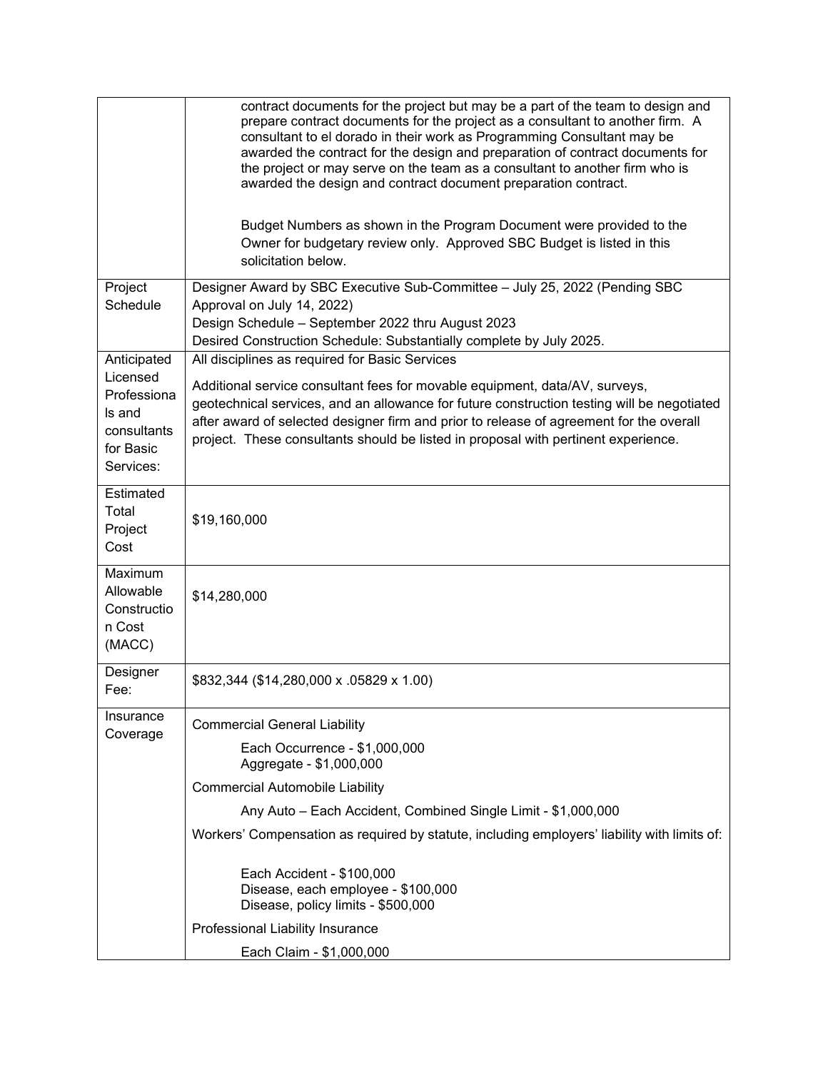|  |  |
|---|---|
|  | contract documents for the project but may be a part of the team to design and prepare contract documents for the project as a consultant to another firm. A consultant to el dorado in their work as Programming Consultant may be awarded the contract for the design and preparation of contract documents for the project or may serve on the team as a consultant to another firm who is awarded the design and contract document preparation contract.<br><br>Budget Numbers as shown in the Program Document were provided to the Owner for budgetary review only. Approved SBC Budget is listed in this solicitation below. |
| Project Schedule | Designer Award by SBC Executive Sub-Committee – July 25, 2022 (Pending SBC Approval on July 14, 2022)<br>Design Schedule – September 2022 thru August 2023<br>Desired Construction Schedule: Substantially complete by July 2025. |
| Anticipated Licensed Professionals and consultants for Basic Services: | All disciplines as required for Basic Services<br><br>Additional service consultant fees for movable equipment, data/AV, surveys, geotechnical services, and an allowance for future construction testing will be negotiated after award of selected designer firm and prior to release of agreement for the overall project. These consultants should be listed in proposal with pertinent experience. |
| Estimated Total Project Cost | $19,160,000 |
| Maximum Allowable Construction Cost (MACC) | $14,280,000 |
| Designer Fee: | $832,344 ($14,280,000 x .05829 x 1.00) |
| Insurance Coverage | Commercial General Liability<br>Each Occurrence - $1,000,000<br>Aggregate - $1,000,000<br><br>Commercial Automobile Liability<br>Any Auto – Each Accident, Combined Single Limit - $1,000,000<br><br>Workers' Compensation as required by statute, including employers' liability with limits of:<br>Each Accident - $100,000<br>Disease, each employee - $100,000<br>Disease, policy limits - $500,000<br><br>Professional Liability Insurance<br>Each Claim - $1,000,000 |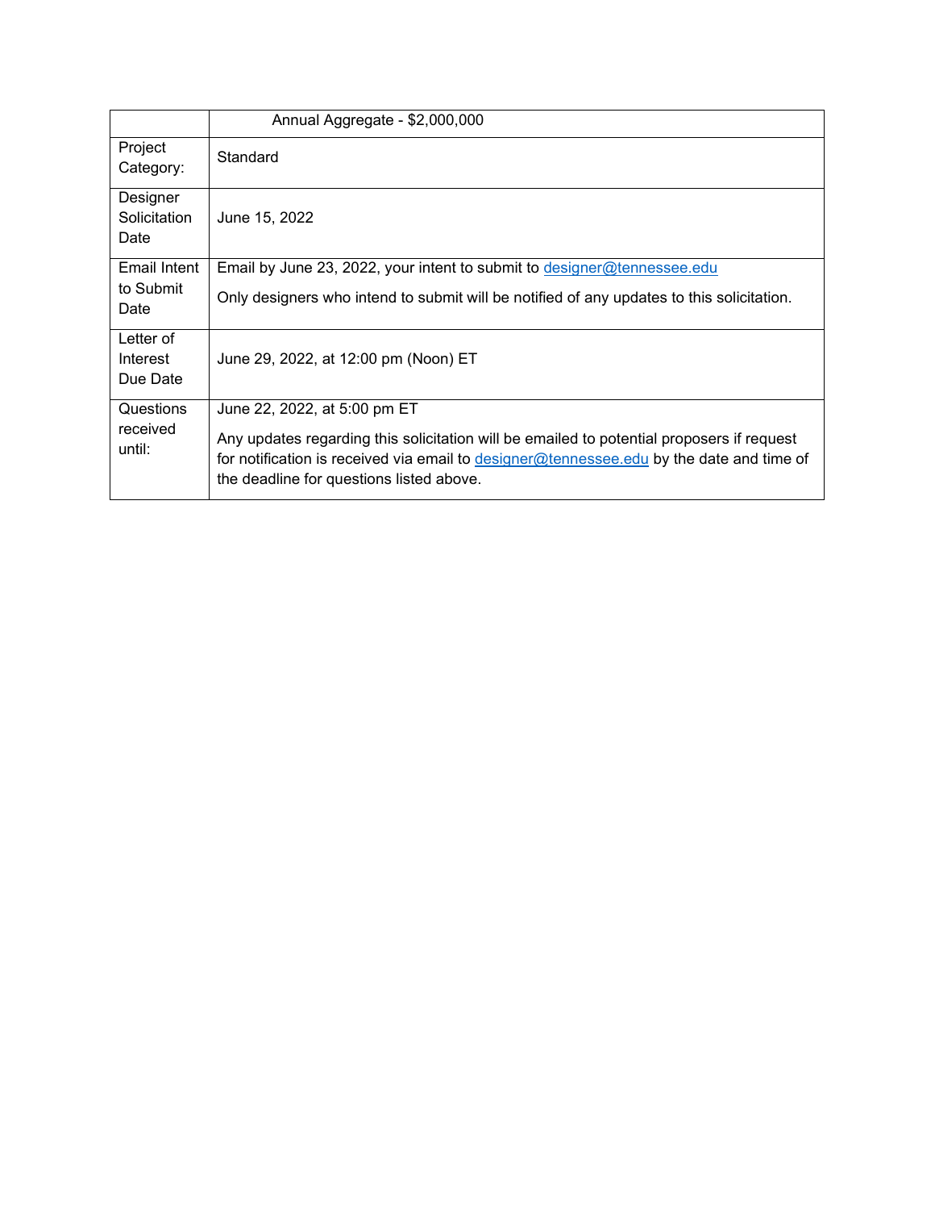| | |
|---|---|
| | Annual Aggregate - $2,000,000 |
| Project Category: | Standard |
| Designer Solicitation Date | June 15, 2022 |
| Email Intent to Submit Date | Email by June 23, 2022, your intent to submit to designer@tennessee.edu<br><br>Only designers who intend to submit will be notified of any updates to this solicitation. |
| Letter of Interest Due Date | June 29, 2022, at 12:00 pm (Noon) ET |
| Questions received until: | June 22, 2022, at 5:00 pm ET<br><br>Any updates regarding this solicitation will be emailed to potential proposers if request for notification is received via email to designer@tennessee.edu by the date and time of the deadline for questions listed above. |